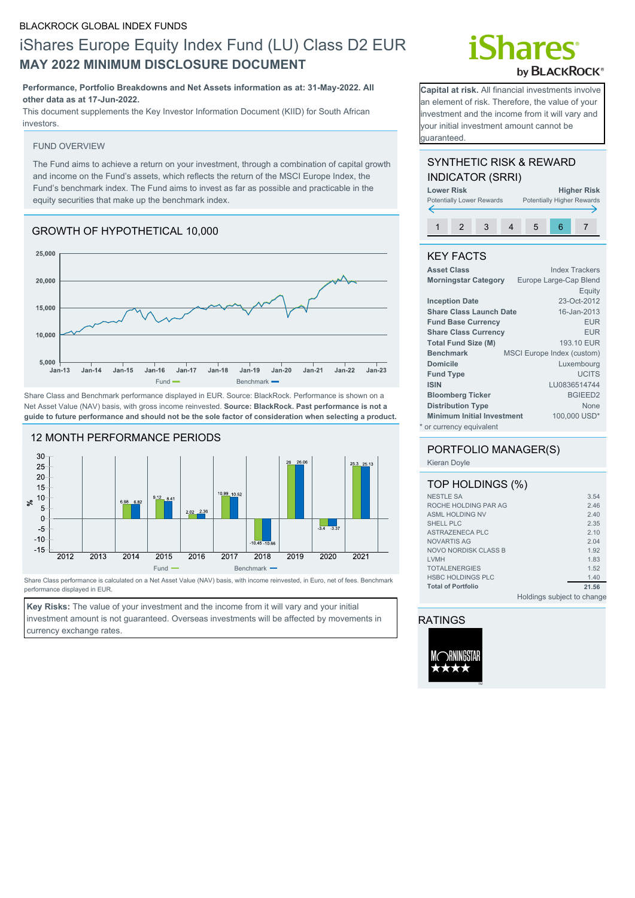BLACKROCK GLOBAL INDEX FUNDS

# iShares Europe Equity Index Fund (LU) Class D2 EUR

## MAY 2022 MINIMUM DISCLOSURE DOCUMENT

**Performance, Portfolio Breakdowns and Net Assets information as at: 31-May-2022. All other data as at 17-Jun-2022.**

This document supplements the Key Investor Information Document (KIID) for South African investors.

**Capital at risk.** All financial investments involve an element of risk. Therefore, the value of your investment and the income from it will vary and your initial investment amount cannot be guaranteed.

### FUND OVERVIEW

The Fund aims to achieve a return on your investment, through a combination of capital growth and income on the Fund's assets, which reflects the return of the MSCI Europe Index, the Fund's benchmark index. The Fund aims to invest as far as possible and practicable in the equity securities that make up the benchmark index.

### GROWTH OF HYPOTHETICAL 10,000

Share Class and Benchmark performance displayed in EUR. Source: BlackRock. Performance is shown on a Net Asset Value (NAV) basis, with gross income reinvested. **Source: BlackRock. Past performance is not a guide to future performance and should not be the sole factor of consideration when selecting a product.**

### 12 MONTH PERFORMANCE PERIODS

| | 2012 | 2013 | 2014 | 2015 | 2016 | 2017 | 2018 | 2019 | 2020 | 2021 |
|---|---|---|---|---|---|---|---|---|---|---|
| Fund | | | 6.98 | 9.12 | 2.02 | 10.99 | -10.45 | 26 | -3.4 | 25.3 |
| Benchmark | | | 6.82 | 8.41 | 2.36 | 10.52 | -10.66 | 26.06 | -3.37 | 25.13 |

Share Class performance is calculated on a Net Asset Value (NAV) basis, with income reinvested, in Euro, net of fees. Benchmark performance displayed in EUR.

**Key Risks:** The value of your investment and the income from it will vary and your initial investment amount is not guaranteed. Overseas investments will be affected by movements in currency exchange rates.

### SYNTHETIC RISK & REWARD INDICATOR (SRRI)

**Lower Risk** Potentially Lower Rewards — **Higher Risk** Potentially Higher Rewards

1 | 2 | 3 | 4 | 5 | **6** | 7

### KEY FACTS

| | |
|---|---|
| **Asset Class** | Index Trackers |
| **Morningstar Category** | Europe Large-Cap Blend Equity |
| **Inception Date** | 23-Oct-2012 |
| **Share Class Launch Date** | 16-Jan-2013 |
| **Fund Base Currency** | EUR |
| **Share Class Currency** | EUR |
| **Total Fund Size (M)** | 193.10 EUR |
| **Benchmark** | MSCI Europe Index (custom) |
| **Domicile** | Luxembourg |
| **Fund Type** | UCITS |
| **ISIN** | LU0836514744 |
| **Bloomberg Ticker** | BGIEED2 |
| **Distribution Type** | None |
| **Minimum Initial Investment** | 100,000 USD* |

\* or currency equivalent

### PORTFOLIO MANAGER(S)

Kieran Doyle

### TOP HOLDINGS (%)

| | |
|---|---|
| NESTLE SA | 3.54 |
| ROCHE HOLDING PAR AG | 2.46 |
| ASML HOLDING NV | 2.40 |
| SHELL PLC | 2.35 |
| ASTRAZENECA PLC | 2.10 |
| NOVARTIS AG | 2.04 |
| NOVO NORDISK CLASS B | 1.92 |
| LVMH | 1.83 |
| TOTALENERGIES | 1.52 |
| HSBC HOLDINGS PLC | 1.40 |
| **Total of Portfolio** | **21.56** |

Holdings subject to change

### RATINGS

Morningstar ★★★★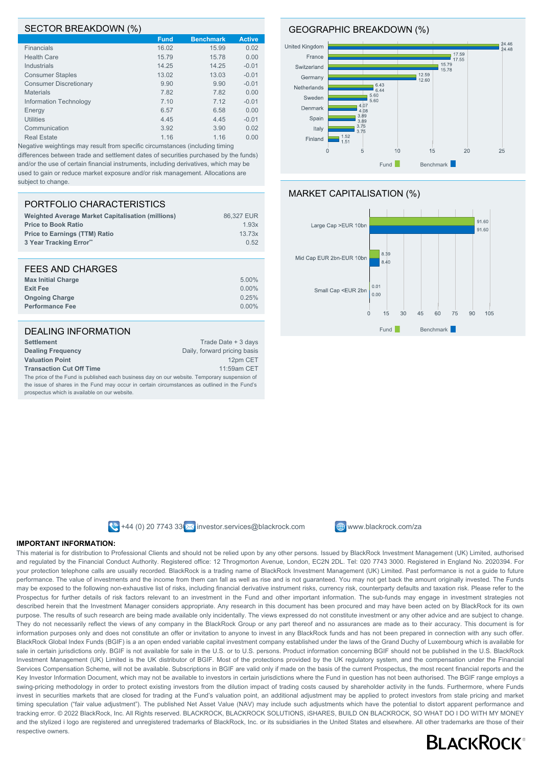## SECTOR BREAKDOWN (%)

| | Fund | Benchmark | Active |
|---|---|---|---|
| Financials | 16.02 | 15.99 | 0.02 |
| Health Care | 15.79 | 15.78 | 0.00 |
| Industrials | 14.25 | 14.25 | -0.01 |
| Consumer Staples | 13.02 | 13.03 | -0.01 |
| Consumer Discretionary | 9.90 | 9.90 | -0.01 |
| Materials | 7.82 | 7.82 | 0.00 |
| Information Technology | 7.10 | 7.12 | -0.01 |
| Energy | 6.57 | 6.58 | 0.00 |
| Utilities | 4.45 | 4.45 | -0.01 |
| Communication | 3.92 | 3.90 | 0.02 |
| Real Estate | 1.16 | 1.16 | 0.00 |

Negative weightings may result from specific circumstances (including timing differences between trade and settlement dates of securities purchased by the funds) and/or the use of certain financial instruments, including derivatives, which may be used to gain or reduce market exposure and/or risk management. Allocations are subject to change.

## GEOGRAPHIC BREAKDOWN (%)

| | Fund | Benchmark |
|---|---|---|
| United Kingdom | 24.46 | 24.48 |
| France | 17.59 | 17.55 |
| Switzerland | 15.79 | 15.78 |
| Germany | 12.59 | 12.60 |
| Netherlands | 6.43 | 6.44 |
| Sweden | 5.60 | 5.60 |
| Denmark | 4.07 | 4.08 |
| Spain | 3.89 | 3.89 |
| Italy | 3.75 | 3.75 |
| Finland | 1.52 | 1.51 |

## PORTFOLIO CHARACTERISTICS

| | |
|---|---|
| **Weighted Average Market Capitalisation (millions)** | 86,327 EUR |
| **Price to Book Ratio** | 1.93x |
| **Price to Earnings (TTM) Ratio** | 13.73x |
| **3 Year Tracking Error**** | 0.52 |

## MARKET CAPITALISATION (%)

| | Fund | Benchmark |
|---|---|---|
| Large Cap >EUR 10bn | 91.60 | 91.60 |
| Mid Cap EUR 2bn-EUR 10bn | 8.39 | 8.40 |
| Small Cap <EUR 2bn | 0.01 | 0.00 |

## FEES AND CHARGES

| | |
|---|---|
| **Max Initial Charge** | 5.00% |
| **Exit Fee** | 0.00% |
| **Ongoing Charge** | 0.25% |
| **Performance Fee** | 0.00% |

## DEALING INFORMATION

| | |
|---|---|
| **Settlement** | Trade Date + 3 days |
| **Dealing Frequency** | Daily, forward pricing basis |
| **Valuation Point** | 12pm CET |
| **Transaction Cut Off Time** | 11:59am CET |

The price of the Fund is published each business day on our website. Temporary suspension of the issue of shares in the Fund may occur in certain circumstances as outlined in the Fund's prospectus which is available on our website.

+44 (0) 20 7743 33 investor.services@blackrock.com www.blackrock.com/za

**IMPORTANT INFORMATION:**

This material is for distribution to Professional Clients and should not be relied upon by any other persons. Issued by BlackRock Investment Management (UK) Limited, authorised and regulated by the Financial Conduct Authority. Registered office: 12 Throgmorton Avenue, London, EC2N 2DL. Tel: 020 7743 3000. Registered in England No. 2020394. For your protection telephone calls are usually recorded. BlackRock is a trading name of BlackRock Investment Management (UK) Limited. Past performance is not a guide to future performance. The value of investments and the income from them can fall as well as rise and is not guaranteed. You may not get back the amount originally invested. The Funds may be exposed to the following non-exhaustive list of risks, including financial derivative instrument risks, currency risk, counterparty defaults and taxation risk. Please refer to the Prospectus for further details of risk factors relevant to an investment in the Fund and other important information. The sub-funds may engage in investment strategies not described herein that the Investment Manager considers appropriate. Any research in this document has been procured and may have been acted on by BlackRock for its own purpose. The results of such research are being made available only incidentally. The views expressed do not constitute investment or any other advice and are subject to change. They do not necessarily reflect the views of any company in the BlackRock Group or any part thereof and no assurances are made as to their accuracy. This document is for information purposes only and does not constitute an offer or invitation to anyone to invest in any BlackRock funds and has not been prepared in connection with any such offer. BlackRock Global Index Funds (BGIF) is a an open ended variable capital investment company established under the laws of the Grand Duchy of Luxembourg which is available for sale in certain jurisdictions only. BGIF is not available for sale in the U.S. or to U.S. persons. Product information concerning BGIF should not be published in the U.S. BlackRock Investment Management (UK) Limited is the UK distributor of BGIF. Most of the protections provided by the UK regulatory system, and the compensation under the Financial Services Compensation Scheme, will not be available. Subscriptions in BGIF are valid only if made on the basis of the current Prospectus, the most recent financial reports and the Key Investor Information Document, which may not be available to investors in certain jurisdictions where the Fund in question has not been authorised. The BGIF range employs a swing-pricing methodology in order to protect existing investors from the dilution impact of trading costs caused by shareholder activity in the funds. Furthermore, where Funds invest in securities markets that are closed for trading at the Fund's valuation point, an additional adjustment may be applied to protect investors from stale pricing and market timing speculation ("fair value adjustment"). The published Net Asset Value (NAV) may include such adjustments which have the potential to distort apparent performance and tracking error. © 2022 BlackRock, Inc. All Rights reserved. BLACKROCK, BLACKROCK SOLUTIONS, iSHARES, BUILD ON BLACKROCK, SO WHAT DO I DO WITH MY MONEY and the stylized i logo are registered and unregistered trademarks of BlackRock, Inc. or its subsidiaries in the United States and elsewhere. All other trademarks are those of their respective owners.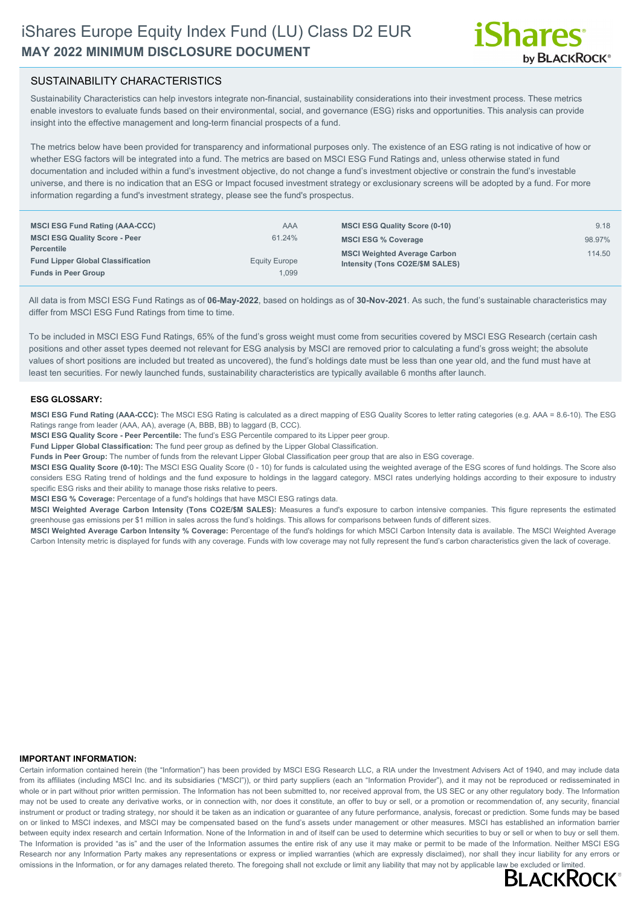# iShares Europe Equity Index Fund (LU) Class D2 EUR

## MAY 2022 MINIMUM DISCLOSURE DOCUMENT

## SUSTAINABILITY CHARACTERISTICS

Sustainability Characteristics can help investors integrate non-financial, sustainability considerations into their investment process. These metrics enable investors to evaluate funds based on their environmental, social, and governance (ESG) risks and opportunities. This analysis can provide insight into the effective management and long-term financial prospects of a fund.

The metrics below have been provided for transparency and informational purposes only. The existence of an ESG rating is not indicative of how or whether ESG factors will be integrated into a fund. The metrics are based on MSCI ESG Fund Ratings and, unless otherwise stated in fund documentation and included within a fund's investment objective, do not change a fund's investment objective or constrain the fund's investable universe, and there is no indication that an ESG or Impact focused investment strategy or exclusionary screens will be adopted by a fund. For more information regarding a fund's investment strategy, please see the fund's prospectus.

| | | | |
|---|---|---|---|
| **MSCI ESG Fund Rating (AAA-CCC)** | AAA | **MSCI ESG Quality Score (0-10)** | 9.18 |
| **MSCI ESG Quality Score - Peer Percentile** | 61.24% | **MSCI ESG % Coverage** | 98.97% |
| **Fund Lipper Global Classification** | Equity Europe | **MSCI Weighted Average Carbon Intensity (Tons CO2E/$M SALES)** | 114.50 |
| **Funds in Peer Group** | 1,099 | | |

All data is from MSCI ESG Fund Ratings as of **06-May-2022**, based on holdings as of **30-Nov-2021**. As such, the fund's sustainable characteristics may differ from MSCI ESG Fund Ratings from time to time.

To be included in MSCI ESG Fund Ratings, 65% of the fund's gross weight must come from securities covered by MSCI ESG Research (certain cash positions and other asset types deemed not relevant for ESG analysis by MSCI are removed prior to calculating a fund's gross weight; the absolute values of short positions are included but treated as uncovered), the fund's holdings date must be less than one year old, and the fund must have at least ten securities. For newly launched funds, sustainability characteristics are typically available 6 months after launch.

### ESG GLOSSARY:

**MSCI ESG Fund Rating (AAA-CCC):** The MSCI ESG Rating is calculated as a direct mapping of ESG Quality Scores to letter rating categories (e.g. AAA = 8.6-10). The ESG Ratings range from leader (AAA, AA), average (A, BBB, BB) to laggard (B, CCC).

**MSCI ESG Quality Score - Peer Percentile:** The fund's ESG Percentile compared to its Lipper peer group.

**Fund Lipper Global Classification:** The fund peer group as defined by the Lipper Global Classification.

**Funds in Peer Group:** The number of funds from the relevant Lipper Global Classification peer group that are also in ESG coverage.

**MSCI ESG Quality Score (0-10):** The MSCI ESG Quality Score (0 - 10) for funds is calculated using the weighted average of the ESG scores of fund holdings. The Score also considers ESG Rating trend of holdings and the fund exposure to holdings in the laggard category. MSCI rates underlying holdings according to their exposure to industry specific ESG risks and their ability to manage those risks relative to peers.

**MSCI ESG % Coverage:** Percentage of a fund's holdings that have MSCI ESG ratings data.

**MSCI Weighted Average Carbon Intensity (Tons CO2E/$M SALES):** Measures a fund's exposure to carbon intensive companies. This figure represents the estimated greenhouse gas emissions per $1 million in sales across the fund's holdings. This allows for comparisons between funds of different sizes.

**MSCI Weighted Average Carbon Intensity % Coverage:** Percentage of the fund's holdings for which MSCI Carbon Intensity data is available. The MSCI Weighted Average Carbon Intensity metric is displayed for funds with any coverage. Funds with low coverage may not fully represent the fund's carbon characteristics given the lack of coverage.

### IMPORTANT INFORMATION:

Certain information contained herein (the "Information") has been provided by MSCI ESG Research LLC, a RIA under the Investment Advisers Act of 1940, and may include data from its affiliates (including MSCI Inc. and its subsidiaries ("MSCI")), or third party suppliers (each an "Information Provider"), and it may not be reproduced or redisseminated in whole or in part without prior written permission. The Information has not been submitted to, nor received approval from, the US SEC or any other regulatory body. The Information may not be used to create any derivative works, or in connection with, nor does it constitute, an offer to buy or sell, or a promotion or recommendation of, any security, financial instrument or product or trading strategy, nor should it be taken as an indication or guarantee of any future performance, analysis, forecast or prediction. Some funds may be based on or linked to MSCI indexes, and MSCI may be compensated based on the fund's assets under management or other measures. MSCI has established an information barrier between equity index research and certain Information. None of the Information in and of itself can be used to determine which securities to buy or sell or when to buy or sell them. The Information is provided "as is" and the user of the Information assumes the entire risk of any use it may make or permit to be made of the Information. Neither MSCI ESG Research nor any Information Party makes any representations or express or implied warranties (which are expressly disclaimed), nor shall they incur liability for any errors or omissions in the Information, or for any damages related thereto. The foregoing shall not exclude or limit any liability that may not by applicable law be excluded or limited.